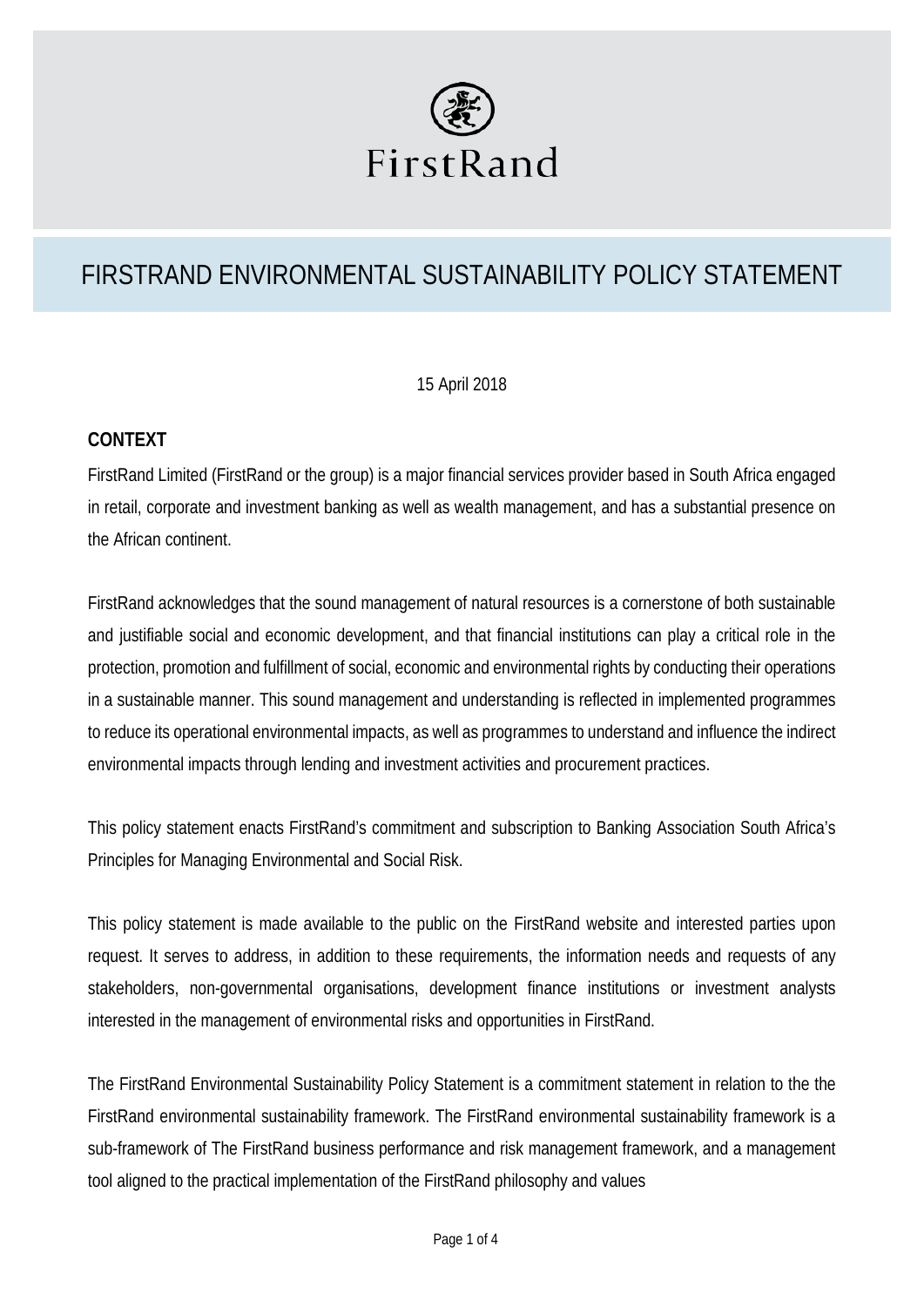FirstRand

# FIRSTRAND ENVIRONMENTAL SUSTAINABILITY POLICY STATEMENT

15 April 2018

## CONTEXT

FirstRand Limited (FirstRand or the group) is a major financial services provider based in South Africa engaged in retail, corporate and investment banking as well as wealth management, and has a substantial presence on the African continent.

FirstRand acknowledges that the sound management of natural resources is a cornerstone of both sustainable and justifiable social and economic development, and that financial institutions can play a critical role in the protection, promotion and fulfillment of social, economic and environmental rights by conducting their operations in a sustainable manner. This sound management and understanding is reflected in implemented programmes to reduce its operational environmental impacts, as well as programmes to understand and influence the indirect environmental impacts through lending and investment activities and procurement practices.

This policy statement enacts FirstRand's commitment and subscription to Banking Association South Africa's Principles for Managing Environmental and Social Risk.

This policy statement is made available to the public on the FirstRand website and interested parties upon request. It serves to address, in addition to these requirements, the information needs and requests of any stakeholders, non-governmental organisations, development finance institutions or investment analysts interested in the management of environmental risks and opportunities in FirstRand.

The FirstRand Environmental Sustainability Policy Statement is a commitment statement in relation to the the FirstRand environmental sustainability framework. The FirstRand environmental sustainability framework is a sub-framework of The FirstRand business performance and risk management framework, and a management tool aligned to the practical implementation of the FirstRand philosophy and values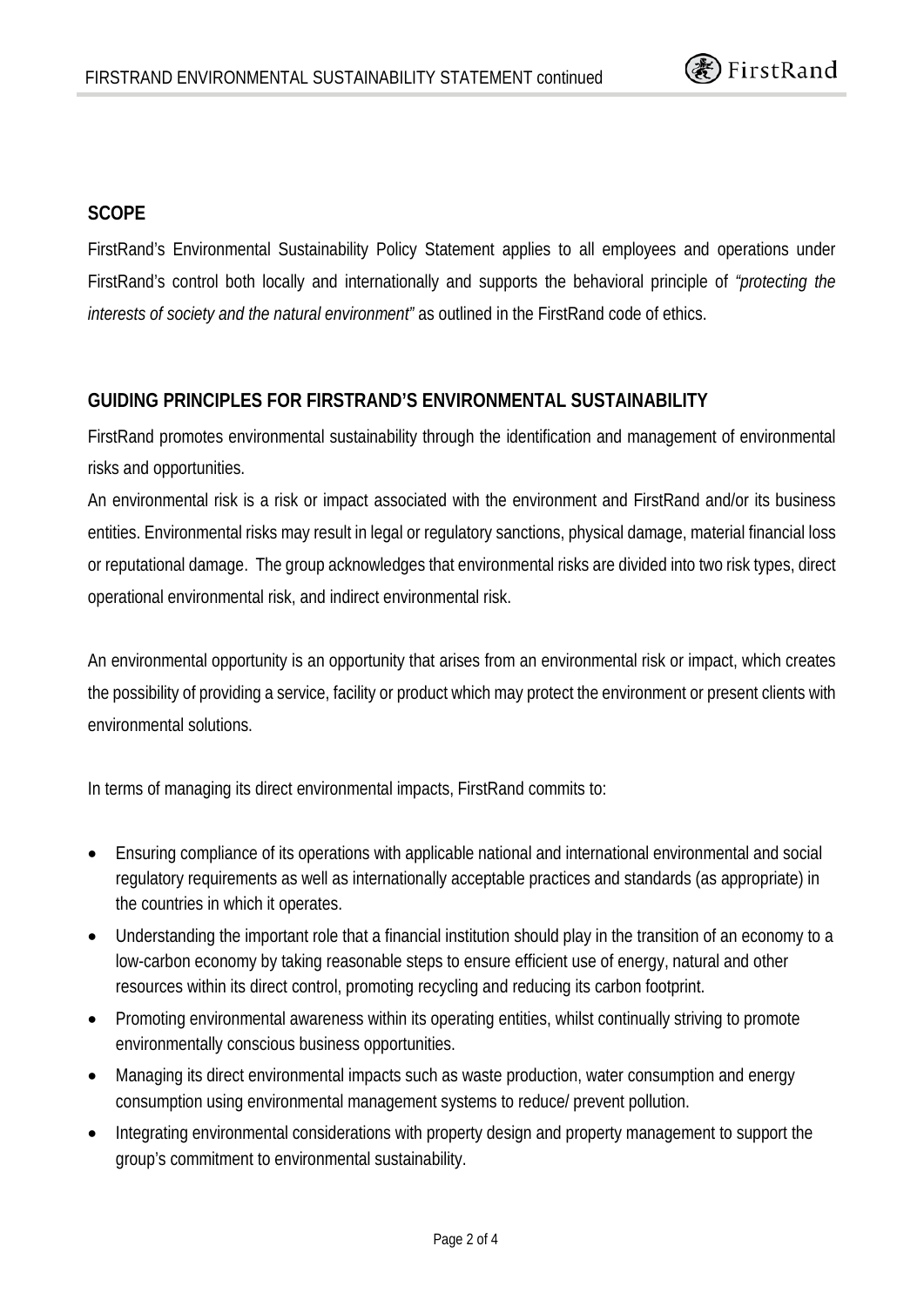## SCOPE

FirstRand's Environmental Sustainability Policy Statement applies to all employees and operations under FirstRand's control both locally and internationally and supports the behavioral principle of *"protecting the interests of society and the natural environment"* as outlined in the FirstRand code of ethics.

## GUIDING PRINCIPLES FOR FIRSTRAND'S ENVIRONMENTAL SUSTAINABILITY

FirstRand promotes environmental sustainability through the identification and management of environmental risks and opportunities.

An environmental risk is a risk or impact associated with the environment and FirstRand and/or its business entities. Environmental risks may result in legal or regulatory sanctions, physical damage, material financial loss or reputational damage. The group acknowledges that environmental risks are divided into two risk types, direct operational environmental risk, and indirect environmental risk.

An environmental opportunity is an opportunity that arises from an environmental risk or impact, which creates the possibility of providing a service, facility or product which may protect the environment or present clients with environmental solutions.

In terms of managing its direct environmental impacts, FirstRand commits to:

- Ensuring compliance of its operations with applicable national and international environmental and social regulatory requirements as well as internationally acceptable practices and standards (as appropriate) in the countries in which it operates.
- Understanding the important role that a financial institution should play in the transition of an economy to a low-carbon economy by taking reasonable steps to ensure efficient use of energy, natural and other resources within its direct control, promoting recycling and reducing its carbon footprint.
- Promoting environmental awareness within its operating entities, whilst continually striving to promote environmentally conscious business opportunities.
- Managing its direct environmental impacts such as waste production, water consumption and energy consumption using environmental management systems to reduce/ prevent pollution.
- Integrating environmental considerations with property design and property management to support the group's commitment to environmental sustainability.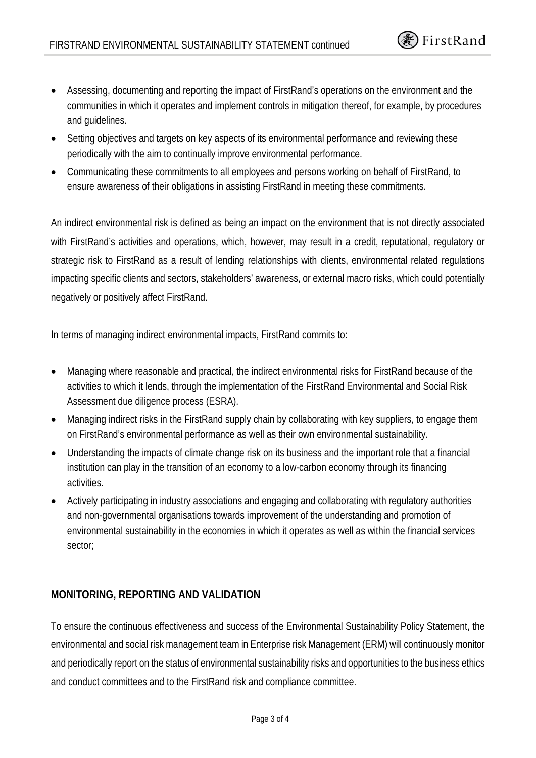- Assessing, documenting and reporting the impact of FirstRand's operations on the environment and the communities in which it operates and implement controls in mitigation thereof, for example, by procedures and guidelines.
- Setting objectives and targets on key aspects of its environmental performance and reviewing these periodically with the aim to continually improve environmental performance.
- Communicating these commitments to all employees and persons working on behalf of FirstRand, to ensure awareness of their obligations in assisting FirstRand in meeting these commitments.

An indirect environmental risk is defined as being an impact on the environment that is not directly associated with FirstRand's activities and operations, which, however, may result in a credit, reputational, regulatory or strategic risk to FirstRand as a result of lending relationships with clients, environmental related regulations impacting specific clients and sectors, stakeholders' awareness, or external macro risks, which could potentially negatively or positively affect FirstRand.

In terms of managing indirect environmental impacts, FirstRand commits to:

- Managing where reasonable and practical, the indirect environmental risks for FirstRand because of the activities to which it lends, through the implementation of the FirstRand Environmental and Social Risk Assessment due diligence process (ESRA).
- Managing indirect risks in the FirstRand supply chain by collaborating with key suppliers, to engage them on FirstRand's environmental performance as well as their own environmental sustainability.
- Understanding the impacts of climate change risk on its business and the important role that a financial institution can play in the transition of an economy to a low-carbon economy through its financing activities.
- Actively participating in industry associations and engaging and collaborating with regulatory authorities and non-governmental organisations towards improvement of the understanding and promotion of environmental sustainability in the economies in which it operates as well as within the financial services sector;

## MONITORING, REPORTING AND VALIDATION

To ensure the continuous effectiveness and success of the Environmental Sustainability Policy Statement, the environmental and social risk management team in Enterprise risk Management (ERM) will continuously monitor and periodically report on the status of environmental sustainability risks and opportunities to the business ethics and conduct committees and to the FirstRand risk and compliance committee.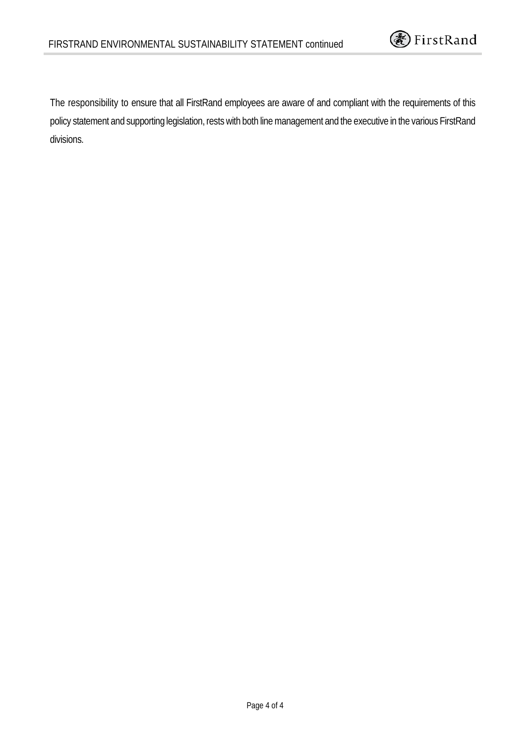The responsibility to ensure that all FirstRand employees are aware of and compliant with the requirements of this policy statement and supporting legislation, rests with both line management and the executive in the various FirstRand divisions.